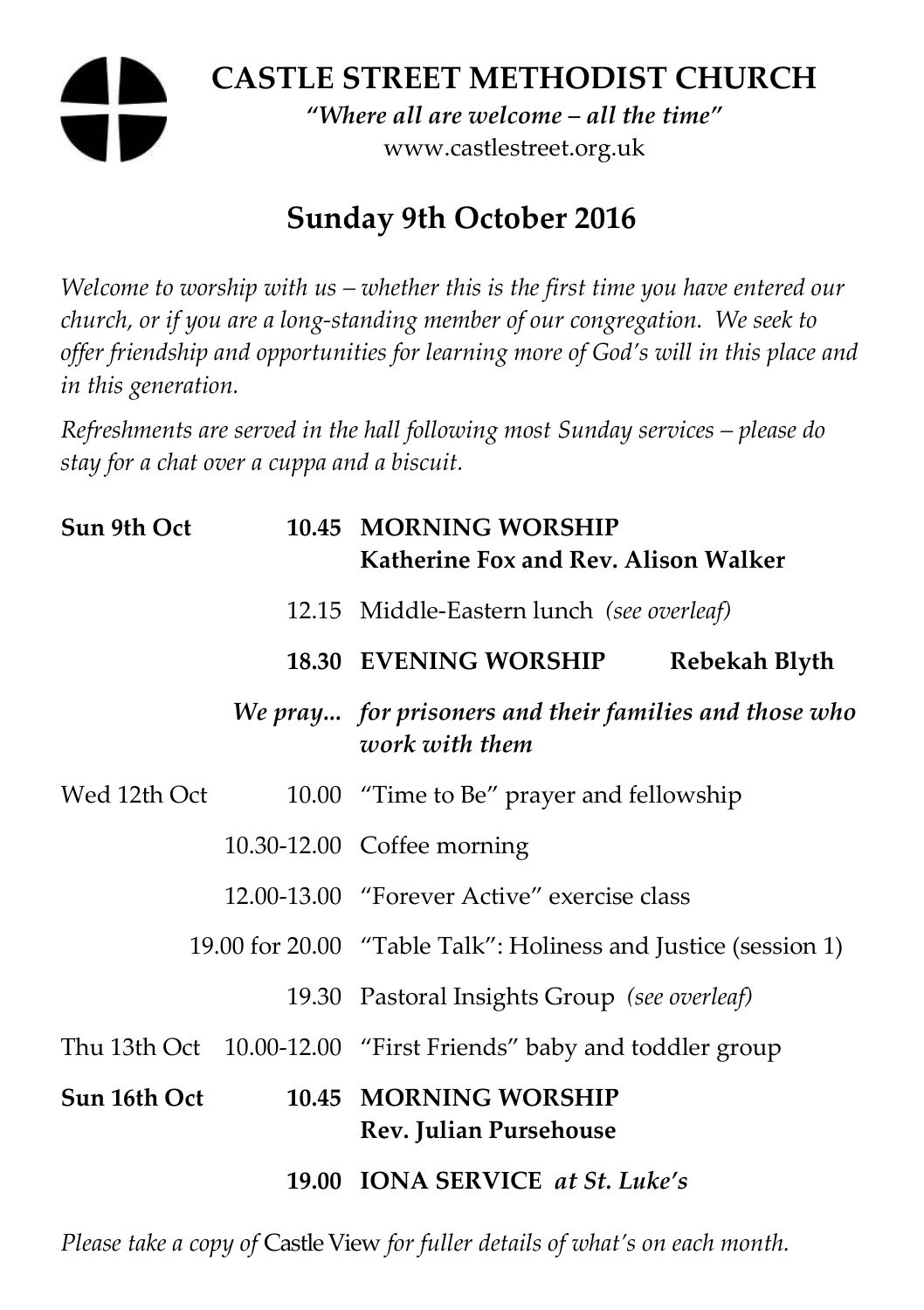# CASTLE STREET METHODIST CHURCH

*"Where all are welcome – all the time"*

www.castlestreet.org.uk

## Sunday 9th October 2016

*Welcome to worship with us – whether this is the first time you have entered our church, or if you are a long-standing member of our congregation. We seek to offer friendship and opportunities for learning more of God's will in this place and in this generation.*

*Refreshments are served in the hall following most Sunday services – please do stay for a chat over a cuppa and a biscuit.*

| | | |
|---|---|---|
| **Sun 9th Oct** | **10.45** | **MORNING WORSHIP**<br>**Katherine Fox and Rev. Alison Walker** |
| | 12.15 | Middle-Eastern lunch *(see overleaf)* |
| | **18.30** | **EVENING WORSHIP Rebekah Blyth** |
| | ***We pray...*** | ***for prisoners and their families and those who work with them*** |
| Wed 12th Oct | 10.00 | "Time to Be" prayer and fellowship |
| | 10.30-12.00 | Coffee morning |
| | 12.00-13.00 | "Forever Active" exercise class |
| | 19.00 for 20.00 | "Table Talk": Holiness and Justice (session 1) |
| | 19.30 | Pastoral Insights Group *(see overleaf)* |
| Thu 13th Oct | 10.00-12.00 | "First Friends" baby and toddler group |
| **Sun 16th Oct** | **10.45** | **MORNING WORSHIP**<br>**Rev. Julian Pursehouse** |
| | **19.00** | **IONA SERVICE** ***at St. Luke's*** |

*Please take a copy of* Castle View *for fuller details of what's on each month.*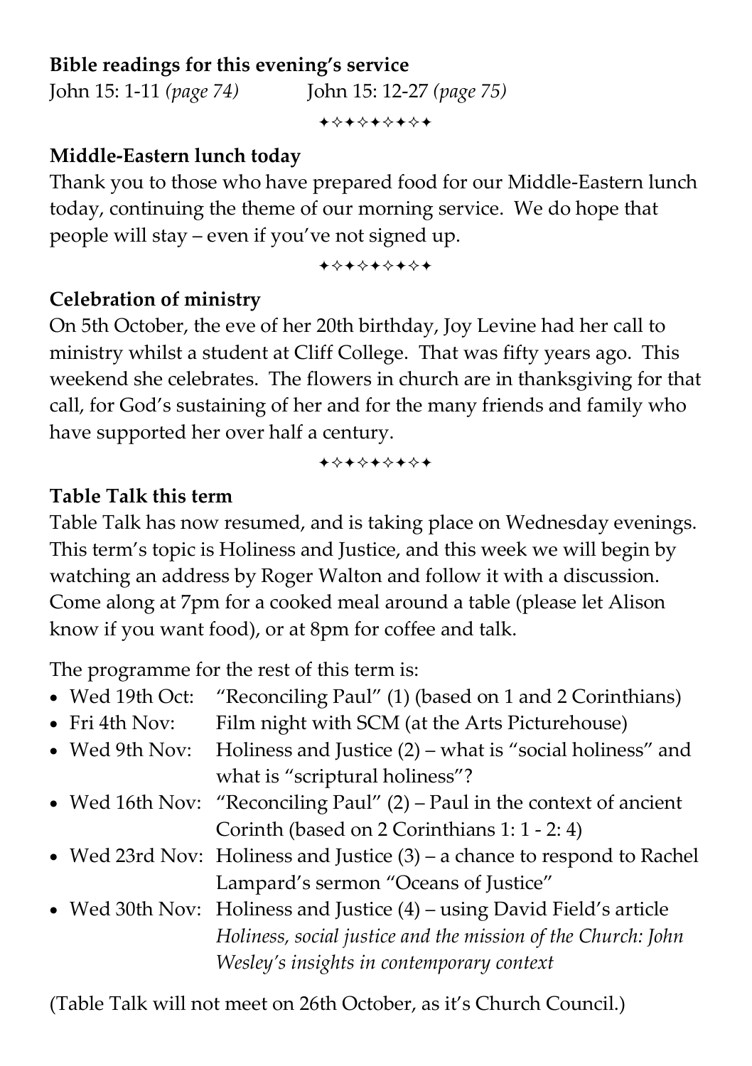**Bible readings for this evening's service**

John 15: 1-11 *(page 74)* John 15: 12-27 *(page 75)*

✦✧✦✧✦✧✦✧✦

**Middle-Eastern lunch today**

Thank you to those who have prepared food for our Middle-Eastern lunch today, continuing the theme of our morning service. We do hope that people will stay – even if you've not signed up.

✦✧✦✧✦✧✦✧✦

**Celebration of ministry**

On 5th October, the eve of her 20th birthday, Joy Levine had her call to ministry whilst a student at Cliff College. That was fifty years ago. This weekend she celebrates. The flowers in church are in thanksgiving for that call, for God's sustaining of her and for the many friends and family who have supported her over half a century.

✦✧✦✧✦✧✦✧✦

**Table Talk this term**

Table Talk has now resumed, and is taking place on Wednesday evenings. This term's topic is Holiness and Justice, and this week we will begin by watching an address by Roger Walton and follow it with a discussion. Come along at 7pm for a cooked meal around a table (please let Alison know if you want food), or at 8pm for coffee and talk.

The programme for the rest of this term is:

- Wed 19th Oct: "Reconciling Paul" (1) (based on 1 and 2 Corinthians)
- Fri 4th Nov: Film night with SCM (at the Arts Picturehouse)
- Wed 9th Nov: Holiness and Justice (2) – what is "social holiness" and what is "scriptural holiness"?
- Wed 16th Nov: "Reconciling Paul" (2) – Paul in the context of ancient Corinth (based on 2 Corinthians 1: 1 - 2: 4)
- Wed 23rd Nov: Holiness and Justice (3) – a chance to respond to Rachel Lampard's sermon "Oceans of Justice"
- Wed 30th Nov: Holiness and Justice (4) – using David Field's article *Holiness, social justice and the mission of the Church: John Wesley's insights in contemporary context*

(Table Talk will not meet on 26th October, as it's Church Council.)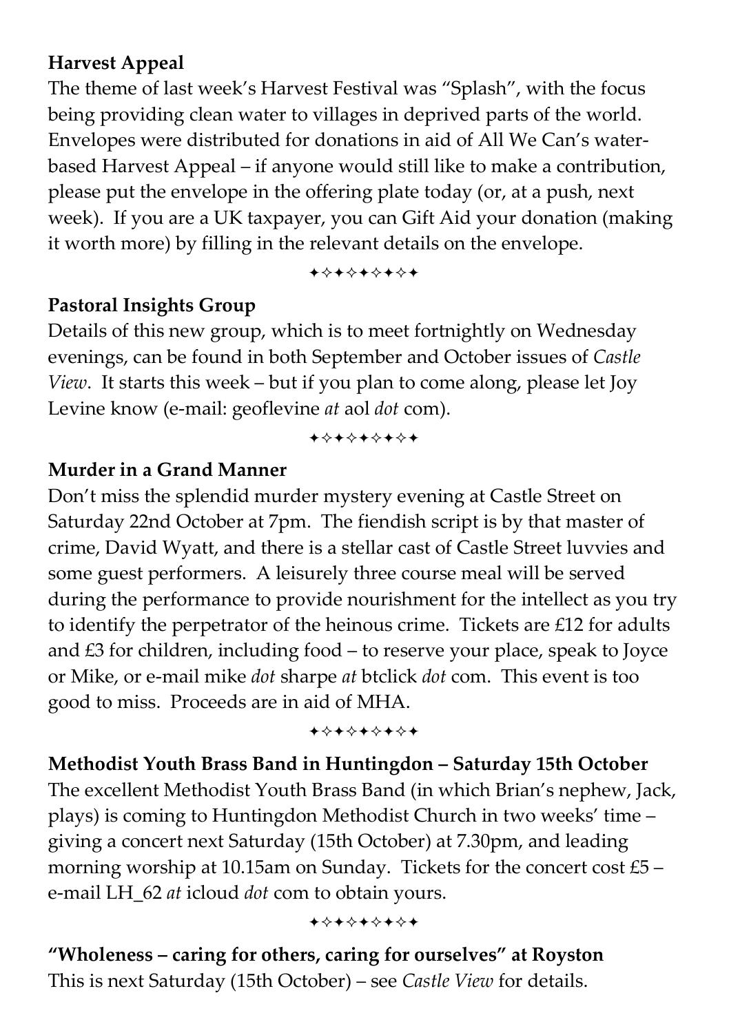**Harvest Appeal**

The theme of last week's Harvest Festival was "Splash", with the focus being providing clean water to villages in deprived parts of the world. Envelopes were distributed for donations in aid of All We Can's water-based Harvest Appeal – if anyone would still like to make a contribution, please put the envelope in the offering plate today (or, at a push, next week). If you are a UK taxpayer, you can Gift Aid your donation (making it worth more) by filling in the relevant details on the envelope.

✦✧✦✧✦✧✦✧✦

**Pastoral Insights Group**

Details of this new group, which is to meet fortnightly on Wednesday evenings, can be found in both September and October issues of *Castle View*. It starts this week – but if you plan to come along, please let Joy Levine know (e-mail: geoflevine *at* aol *dot* com).

✦✧✦✧✦✧✦✧✦

**Murder in a Grand Manner**

Don't miss the splendid murder mystery evening at Castle Street on Saturday 22nd October at 7pm. The fiendish script is by that master of crime, David Wyatt, and there is a stellar cast of Castle Street luvvies and some guest performers. A leisurely three course meal will be served during the performance to provide nourishment for the intellect as you try to identify the perpetrator of the heinous crime. Tickets are £12 for adults and £3 for children, including food – to reserve your place, speak to Joyce or Mike, or e-mail mike *dot* sharpe *at* btclick *dot* com. This event is too good to miss. Proceeds are in aid of MHA.

✦✧✦✧✦✧✦✧✦

**Methodist Youth Brass Band in Huntingdon – Saturday 15th October**

The excellent Methodist Youth Brass Band (in which Brian's nephew, Jack, plays) is coming to Huntingdon Methodist Church in two weeks' time – giving a concert next Saturday (15th October) at 7.30pm, and leading morning worship at 10.15am on Sunday. Tickets for the concert cost £5 – e-mail LH_62 *at* icloud *dot* com to obtain yours.

✦✧✦✧✦✧✦✧✦

**"Wholeness – caring for others, caring for ourselves" at Royston**

This is next Saturday (15th October) – see *Castle View* for details.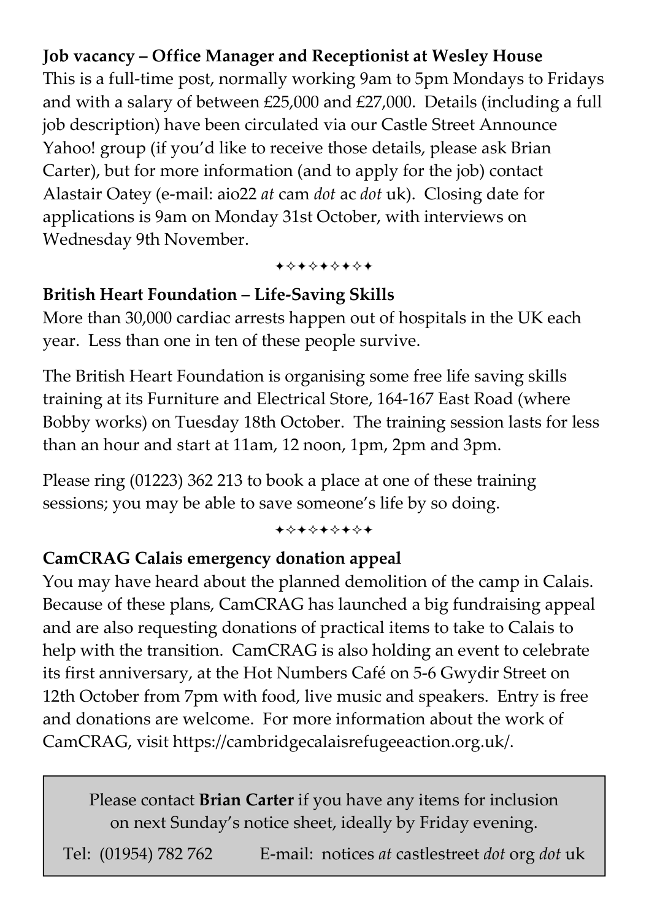**Job vacancy – Office Manager and Receptionist at Wesley House**

This is a full-time post, normally working 9am to 5pm Mondays to Fridays and with a salary of between £25,000 and £27,000. Details (including a full job description) have been circulated via our Castle Street Announce Yahoo! group (if you'd like to receive those details, please ask Brian Carter), but for more information (and to apply for the job) contact Alastair Oatey (e-mail: aio22 *at* cam *dot* ac *dot* uk). Closing date for applications is 9am on Monday 31st October, with interviews on Wednesday 9th November.

✦✧✦✧✦✧✦✧✦

**British Heart Foundation – Life-Saving Skills**

More than 30,000 cardiac arrests happen out of hospitals in the UK each year. Less than one in ten of these people survive.

The British Heart Foundation is organising some free life saving skills training at its Furniture and Electrical Store, 164-167 East Road (where Bobby works) on Tuesday 18th October. The training session lasts for less than an hour and start at 11am, 12 noon, 1pm, 2pm and 3pm.

Please ring (01223) 362 213 to book a place at one of these training sessions; you may be able to save someone's life by so doing.

✦✧✦✧✦✧✦✧✦

**CamCRAG Calais emergency donation appeal**

You may have heard about the planned demolition of the camp in Calais. Because of these plans, CamCRAG has launched a big fundraising appeal and are also requesting donations of practical items to take to Calais to help with the transition. CamCRAG is also holding an event to celebrate its first anniversary, at the Hot Numbers Café on 5-6 Gwydir Street on 12th October from 7pm with food, live music and speakers. Entry is free and donations are welcome. For more information about the work of CamCRAG, visit https://cambridgecalaisrefugeeaction.org.uk/.

Please contact **Brian Carter** if you have any items for inclusion on next Sunday's notice sheet, ideally by Friday evening.

Tel: (01954) 782 762 E-mail: notices *at* castlestreet *dot* org *dot* uk